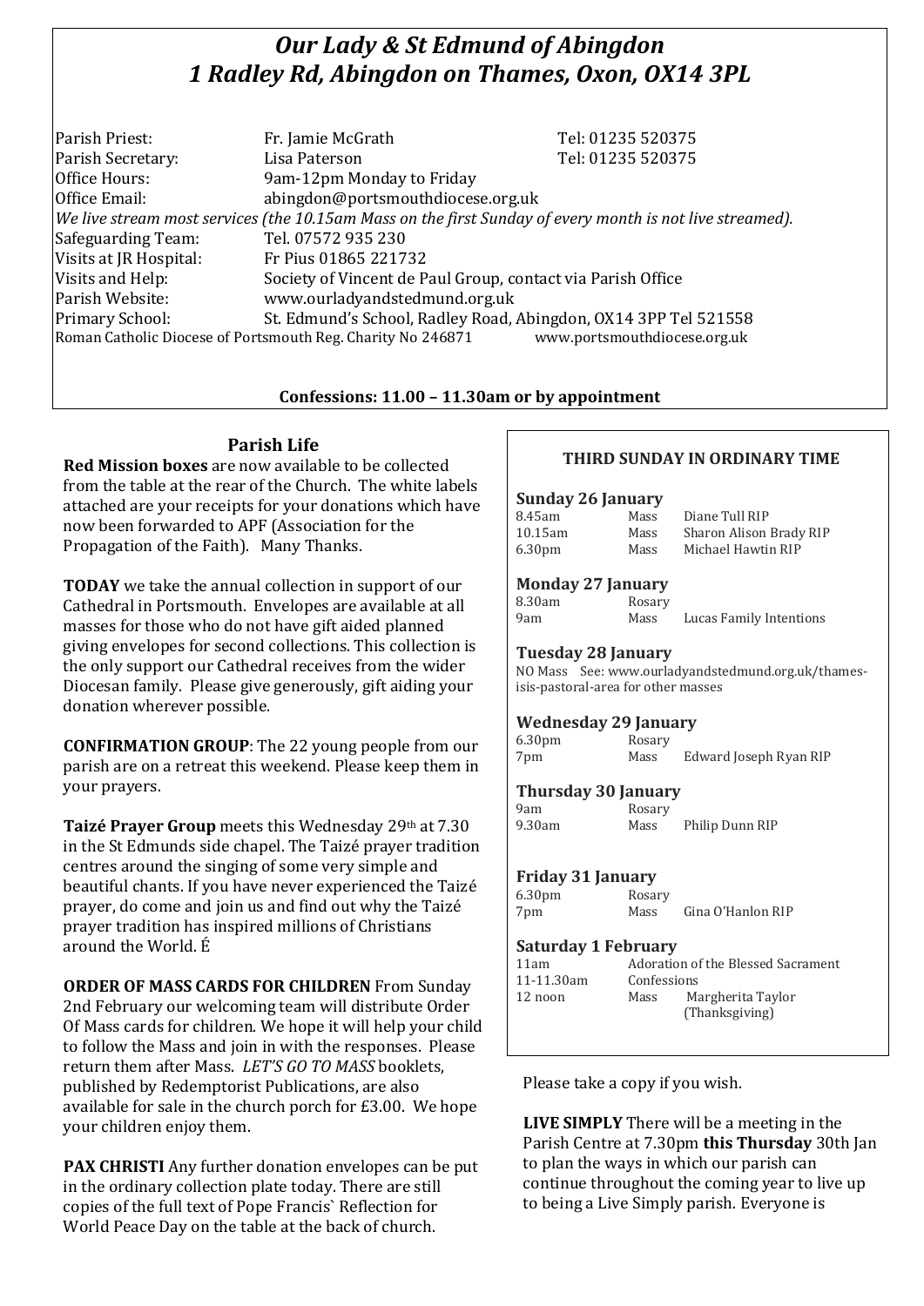# *Our Lady & St Edmund of Abingdon*
# *1 Radley Rd, Abingdon on Thames, Oxon, OX14 3PL*

| | | |
|---|---|---|
| Parish Priest: | Fr. Jamie McGrath | Tel: 01235 520375 |
| Parish Secretary: | Lisa Paterson | Tel: 01235 520375 |
| Office Hours: | 9am-12pm Monday to Friday | |
| Office Email: | abingdon@portsmouthdiocese.org.uk | |

*We live stream most services (the 10.15am Mass on the first Sunday of every month is not live streamed).*

| | |
|---|---|
| Safeguarding Team: | Tel. 07572 935 230 |
| Visits at JR Hospital: | Fr Pius 01865 221732 |
| Visits and Help: | Society of Vincent de Paul Group, contact via Parish Office |
| Parish Website: | www.ourladyandstedmund.org.uk |
| Primary School: | St. Edmund's School, Radley Road, Abingdon, OX14 3PP Tel 521558 |

Roman Catholic Diocese of Portsmouth Reg. Charity No 246871 www.portsmouthdiocese.org.uk

**Confessions: 11.00 – 11.30am or by appointment**

## Parish Life

**Red Mission boxes** are now available to be collected from the table at the rear of the Church. The white labels attached are your receipts for your donations which have now been forwarded to APF (Association for the Propagation of the Faith). Many Thanks.

**TODAY** we take the annual collection in support of our Cathedral in Portsmouth. Envelopes are available at all masses for those who do not have gift aided planned giving envelopes for second collections. This collection is the only support our Cathedral receives from the wider Diocesan family. Please give generously, gift aiding your donation wherever possible.

**CONFIRMATION GROUP**: The 22 young people from our parish are on a retreat this weekend. Please keep them in your prayers.

**Taizé Prayer Group** meets this Wednesday 29th at 7.30 in the St Edmunds side chapel. The Taizé prayer tradition centres around the singing of some very simple and beautiful chants. If you have never experienced the Taizé prayer, do come and join us and find out why the Taizé prayer tradition has inspired millions of Christians around the World. É

**ORDER OF MASS CARDS FOR CHILDREN** From Sunday 2nd February our welcoming team will distribute Order Of Mass cards for children. We hope it will help your child to follow the Mass and join in with the responses. Please return them after Mass. *LET'S GO TO MASS* booklets, published by Redemptorist Publications, are also available for sale in the church porch for £3.00. We hope your children enjoy them.

**PAX CHRISTI** Any further donation envelopes can be put in the ordinary collection plate today. There are still copies of the full text of Pope Francis` Reflection for World Peace Day on the table at the back of church.

## THIRD SUNDAY IN ORDINARY TIME

**Sunday 26 January**

| | | |
|---|---|---|
| 8.45am | Mass | Diane Tull RIP |
| 10.15am | Mass | Sharon Alison Brady RIP |
| 6.30pm | Mass | Michael Hawtin RIP |

**Monday 27 January**

| | | |
|---|---|---|
| 8.30am | Rosary | |
| 9am | Mass | Lucas Family Intentions |

**Tuesday 28 January**

NO Mass See: www.ourladyandstedmund.org.uk/thames-isis-pastoral-area for other masses

**Wednesday 29 January**

| | | |
|---|---|---|
| 6.30pm | Rosary | |
| 7pm | Mass | Edward Joseph Ryan RIP |

**Thursday 30 January**

| | | |
|---|---|---|
| 9am | Rosary | |
| 9.30am | Mass | Philip Dunn RIP |

**Friday 31 January**

| | | |
|---|---|---|
| 6.30pm | Rosary | |
| 7pm | Mass | Gina O'Hanlon RIP |

**Saturday 1 February**

| | | |
|---|---|---|
| 11am | Adoration of the Blessed Sacrament | |
| 11-11.30am | Confessions | |
| 12 noon | Mass | Margherita Taylor (Thanksgiving) |

Please take a copy if you wish.

**LIVE SIMPLY** There will be a meeting in the Parish Centre at 7.30pm **this Thursday** 30th Jan to plan the ways in which our parish can continue throughout the coming year to live up to being a Live Simply parish. Everyone is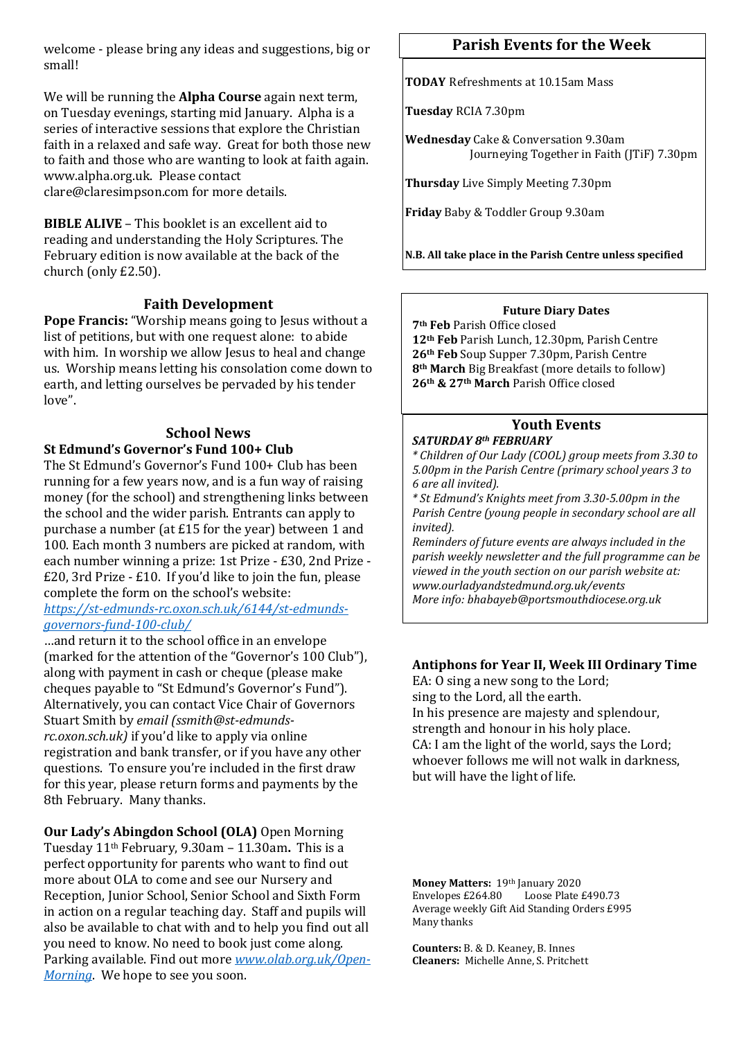welcome - please bring any ideas and suggestions, big or small!

We will be running the **Alpha Course** again next term, on Tuesday evenings, starting mid January. Alpha is a series of interactive sessions that explore the Christian faith in a relaxed and safe way. Great for both those new to faith and those who are wanting to look at faith again. www.alpha.org.uk. Please contact clare@claresimpson.com for more details.

**BIBLE ALIVE** – This booklet is an excellent aid to reading and understanding the Holy Scriptures. The February edition is now available at the back of the church (only £2.50).

## Faith Development

**Pope Francis:** "Worship means going to Jesus without a list of petitions, but with one request alone: to abide with him. In worship we allow Jesus to heal and change us. Worship means letting his consolation come down to earth, and letting ourselves be pervaded by his tender love".

## School News

### St Edmund's Governor's Fund 100+ Club

The St Edmund's Governor's Fund 100+ Club has been running for a few years now, and is a fun way of raising money (for the school) and strengthening links between the school and the wider parish. Entrants can apply to purchase a number (at £15 for the year) between 1 and 100. Each month 3 numbers are picked at random, with each number winning a prize: 1st Prize - £30, 2nd Prize - £20, 3rd Prize - £10. If you'd like to join the fun, please complete the form on the school's website: *https://st-edmunds-rc.oxon.sch.uk/6144/st-edmunds-governors-fund-100-club/*

…and return it to the school office in an envelope (marked for the attention of the "Governor's 100 Club"), along with payment in cash or cheque (please make cheques payable to "St Edmund's Governor's Fund"). Alternatively, you can contact Vice Chair of Governors Stuart Smith by *email (ssmith@st-edmunds-rc.oxon.sch.uk)* if you'd like to apply via online registration and bank transfer, or if you have any other questions. To ensure you're included in the first draw for this year, please return forms and payments by the 8th February. Many thanks.

**Our Lady's Abingdon School (OLA)** Open Morning Tuesday 11th February, 9.30am – 11.30am**.** This is a perfect opportunity for parents who want to find out more about OLA to come and see our Nursery and Reception, Junior School, Senior School and Sixth Form in action on a regular teaching day. Staff and pupils will also be available to chat with and to help you find out all you need to know. No need to book just come along. Parking available. Find out more *www.olab.org.uk/Open-Morning*. We hope to see you soon.

## Parish Events for the Week

**TODAY** Refreshments at 10.15am Mass

**Tuesday** RCIA 7.30pm

**Wednesday** Cake & Conversation 9.30am
Journeying Together in Faith (JTiF) 7.30pm

**Thursday** Live Simply Meeting 7.30pm

**Friday** Baby & Toddler Group 9.30am

**N.B. All take place in the Parish Centre unless specified**

### Future Diary Dates

**7th Feb** Parish Office closed
**12th Feb** Parish Lunch, 12.30pm, Parish Centre
**26th Feb** Soup Supper 7.30pm, Parish Centre
**8th March** Big Breakfast (more details to follow)
**26th & 27th March** Parish Office closed

## Youth Events

***SATURDAY 8th FEBRUARY***

*\* Children of Our Lady (COOL) group meets from 3.30 to 5.00pm in the Parish Centre (primary school years 3 to 6 are all invited).*

*\* St Edmund's Knights meet from 3.30-5.00pm in the Parish Centre (young people in secondary school are all invited).*

*Reminders of future events are always included in the parish weekly newsletter and the full programme can be viewed in the youth section on our parish website at: www.ourladyandstedmund.org.uk/events*

*More info: bhabayeb@portsmouthdiocese.org.uk*

### Antiphons for Year II, Week III Ordinary Time

EA: O sing a new song to the Lord;
sing to the Lord, all the earth.
In his presence are majesty and splendour,
strength and honour in his holy place.
CA: I am the light of the world, says the Lord;
whoever follows me will not walk in darkness,
but will have the light of life.

**Money Matters:** 19th January 2020
Envelopes £264.80 Loose Plate £490.73
Average weekly Gift Aid Standing Orders £995
Many thanks

**Counters:** B. & D. Keaney, B. Innes
**Cleaners:** Michelle Anne, S. Pritchett